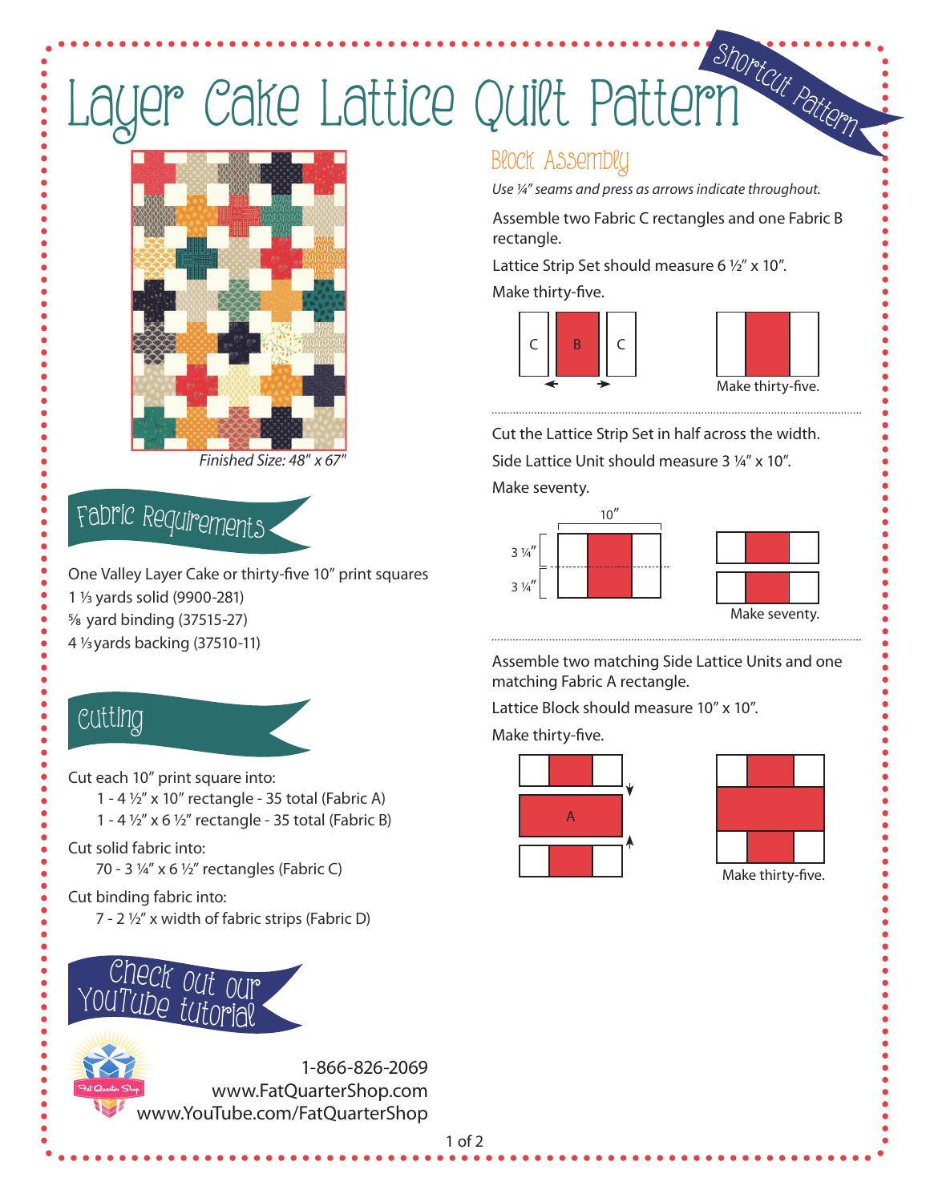# Layer Cake Lattice Quilt Pattern

Shortcut Pattern

*Finished Size: 48" x 67"*

## Fabric Requirements

One Valley Layer Cake or thirty-five 10" print squares
1 ⅓ yards solid (9900-281)
⅝ yard binding (37515-27)
4 ⅓ yards backing (37510-11)

## Cutting

Cut each 10" print square into:
- 1 - 4 ½" x 10" rectangle - 35 total (Fabric A)
- 1 - 4 ½" x 6 ½" rectangle - 35 total (Fabric B)

Cut solid fabric into:
- 70 - 3 ¼" x 6 ½" rectangles (Fabric C)

Cut binding fabric into:
- 7 - 2 ½" x width of fabric strips (Fabric D)

## Check out our YouTube tutorial

1-866-826-2069
www.FatQuarterShop.com
www.YouTube.com/FatQuarterShop

## Block Assembly

*Use ¼" seams and press as arrows indicate throughout.*

Assemble two Fabric C rectangles and one Fabric B rectangle.

Lattice Strip Set should measure 6 ½" x 10".

Make thirty-five.

C | B | C

Make thirty-five.

Cut the Lattice Strip Set in half across the width.

Side Lattice Unit should measure 3 ¼" x 10".

Make seventy.

10"
3 ¼"
3 ¼"

Make seventy.

Assemble two matching Side Lattice Units and one matching Fabric A rectangle.

Lattice Block should measure 10" x 10".

Make thirty-five.

A

Make thirty-five.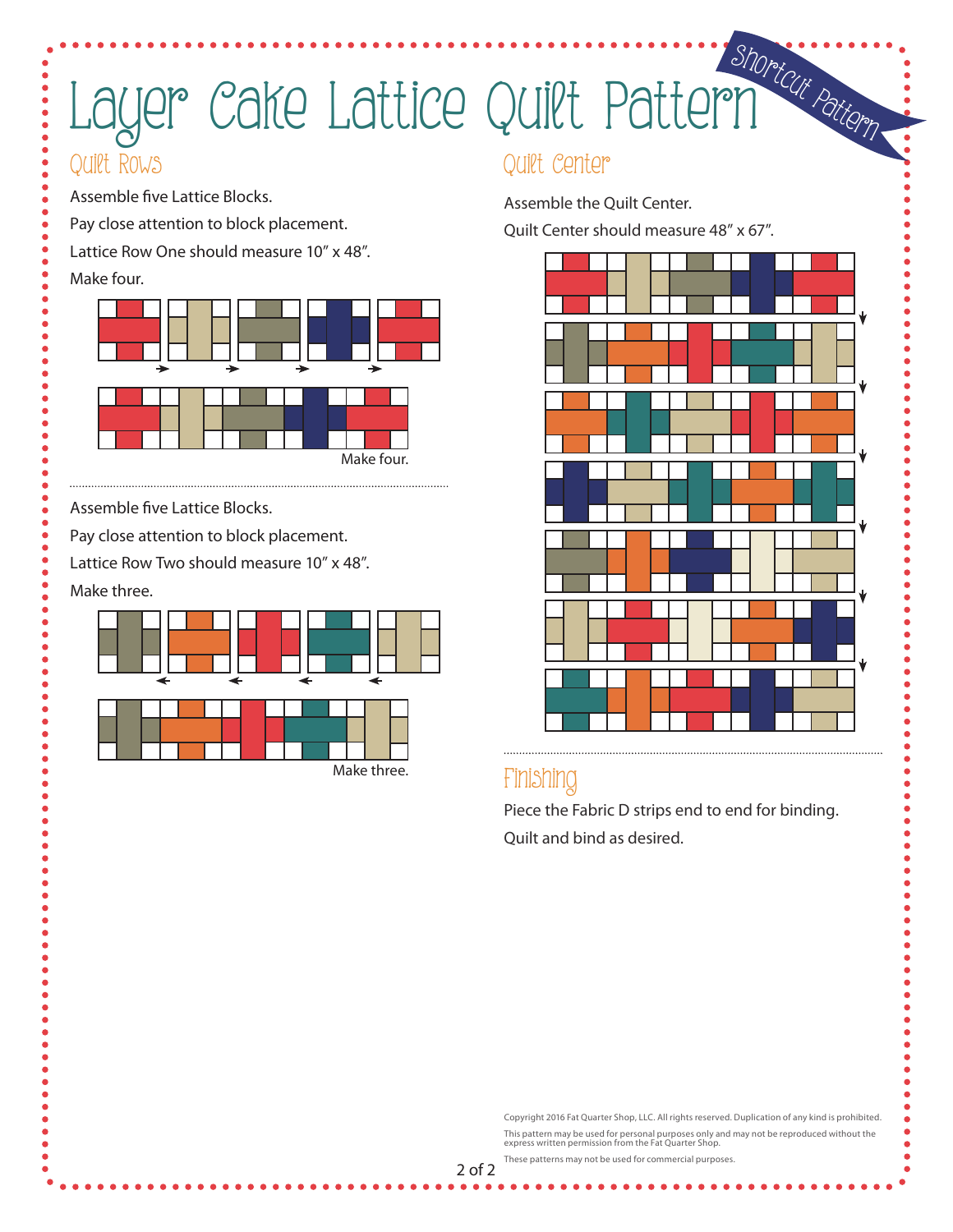# Layer Cake Lattice Quilt Pattern

*Shortcut Pattern*

## Quilt Rows

Assemble five Lattice Blocks.

Pay close attention to block placement.

Lattice Row One should measure 10" x 48".

Make four.

Make four.

Assemble five Lattice Blocks.

Pay close attention to block placement.

Lattice Row Two should measure 10" x 48".

Make three.

Make three.

## Quilt Center

Assemble the Quilt Center.

Quilt Center should measure 48" x 67".

## Finishing

Piece the Fabric D strips end to end for binding.

Quilt and bind as desired.

Copyright 2016 Fat Quarter Shop, LLC. All rights reserved. Duplication of any kind is prohibited.

This pattern may be used for personal purposes only and may not be reproduced without the express written permission from the Fat Quarter Shop.

These patterns may not be used for commercial purposes.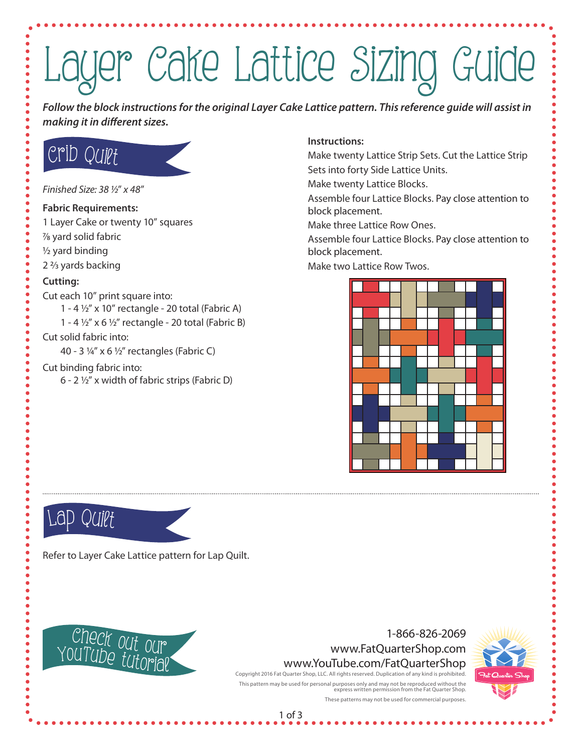# Layer Cake Lattice Sizing Guide

***Follow the block instructions for the original Layer Cake Lattice pattern. This reference guide will assist in making it in different sizes.***

## Crib Quilt

*Finished Size: 38 ½" x 48"*

**Fabric Requirements:**

1 Layer Cake or twenty 10" squares
⅞ yard solid fabric
½ yard binding
2 ⅔ yards backing

**Cutting:**

Cut each 10" print square into:

- 1 - 4 ½" x 10" rectangle - 20 total (Fabric A)
- 1 - 4 ½" x 6 ½" rectangle - 20 total (Fabric B)

Cut solid fabric into:

- 40 - 3 ¼" x 6 ½" rectangles (Fabric C)

Cut binding fabric into:

- 6 - 2 ½" x width of fabric strips (Fabric D)

**Instructions:**

Make twenty Lattice Strip Sets. Cut the Lattice Strip Sets into forty Side Lattice Units.

Make twenty Lattice Blocks.

Assemble four Lattice Blocks. Pay close attention to block placement.

Make three Lattice Row Ones.

Assemble four Lattice Blocks. Pay close attention to block placement.

Make two Lattice Row Twos.

## Lap Quilt

Refer to Layer Cake Lattice pattern for Lap Quilt.

Check out our YouTube tutorial

1-866-826-2069
www.FatQuarterShop.com
www.YouTube.com/FatQuarterShop

Copyright 2016 Fat Quarter Shop, LLC. All rights reserved. Duplication of any kind is prohibited.
This pattern may be used for personal purposes only and may not be reproduced without the express written permission from the Fat Quarter Shop.
These patterns may not be used for commercial purposes.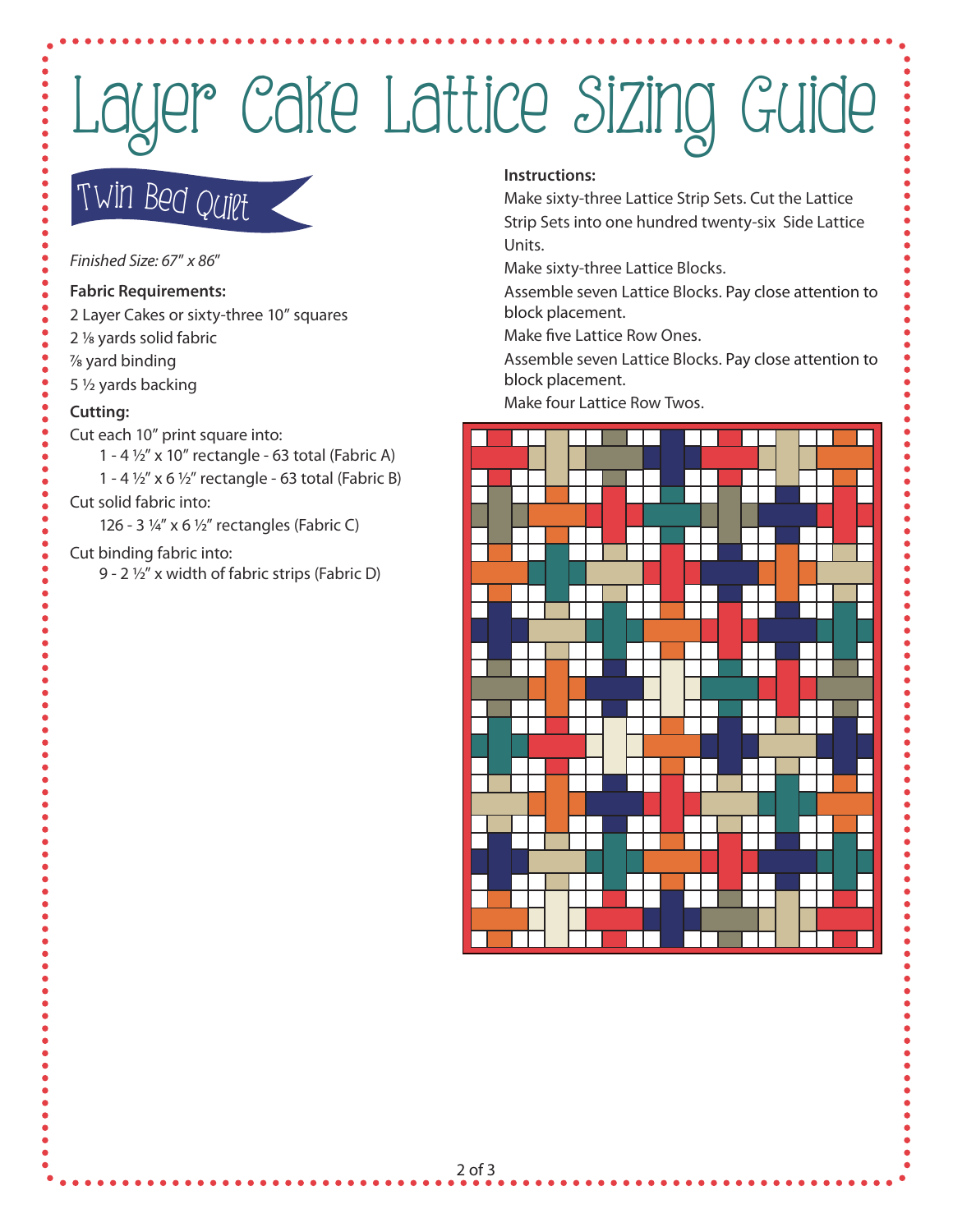# Layer Cake Lattice Sizing Guide

## Twin Bed Quilt

*Finished Size: 67" x 86"*

**Fabric Requirements:**

2 Layer Cakes or sixty-three 10" squares

2 ⅛ yards solid fabric

⅞ yard binding

5 ½ yards backing

**Cutting:**

Cut each 10" print square into:

- 1 - 4 ½" x 10" rectangle - 63 total (Fabric A)
- 1 - 4 ½" x 6 ½" rectangle - 63 total (Fabric B)

Cut solid fabric into:

- 126 - 3 ¼" x 6 ½" rectangles (Fabric C)

Cut binding fabric into:

- 9 - 2 ½" x width of fabric strips (Fabric D)

**Instructions:**

Make sixty-three Lattice Strip Sets. Cut the Lattice Strip Sets into one hundred twenty-six Side Lattice Units.

Make sixty-three Lattice Blocks.

Assemble seven Lattice Blocks. Pay close attention to block placement.

Make five Lattice Row Ones.

Assemble seven Lattice Blocks. Pay close attention to block placement.

Make four Lattice Row Twos.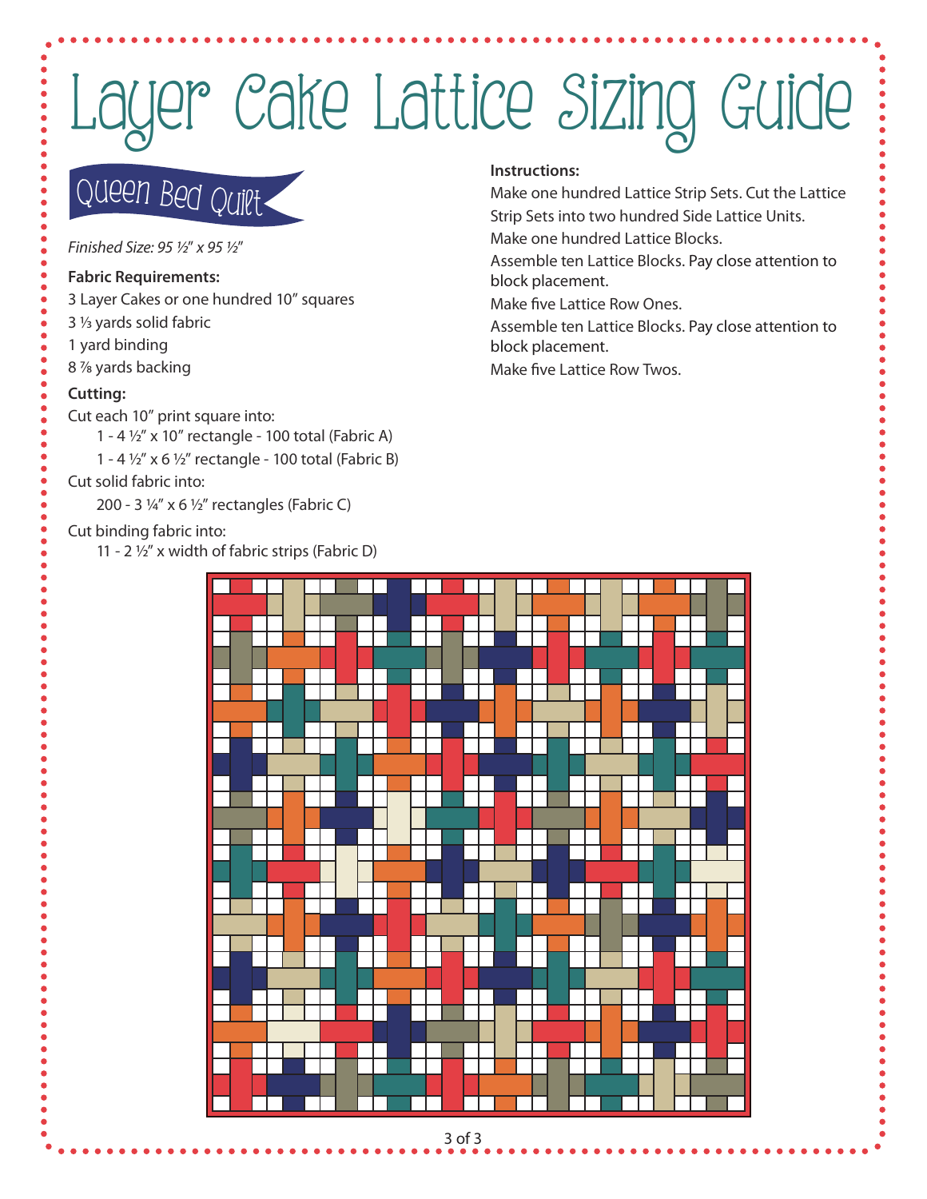# Layer Cake Lattice Sizing Guide

## Queen Bed Quilt

*Finished Size: 95 ½" x 95 ½"*

**Fabric Requirements:**

3 Layer Cakes or one hundred 10" squares
3 ⅓ yards solid fabric
1 yard binding
8 ⅞ yards backing

**Cutting:**

Cut each 10" print square into:

- 1 - 4 ½" x 10" rectangle - 100 total (Fabric A)
- 1 - 4 ½" x 6 ½" rectangle - 100 total (Fabric B)

Cut solid fabric into:

- 200 - 3 ¼" x 6 ½" rectangles (Fabric C)

Cut binding fabric into:

- 11 - 2 ½" x width of fabric strips (Fabric D)

**Instructions:**

Make one hundred Lattice Strip Sets. Cut the Lattice Strip Sets into two hundred Side Lattice Units.

Make one hundred Lattice Blocks.

Assemble ten Lattice Blocks. Pay close attention to block placement.

Make five Lattice Row Ones.

Assemble ten Lattice Blocks. Pay close attention to block placement.

Make five Lattice Row Twos.